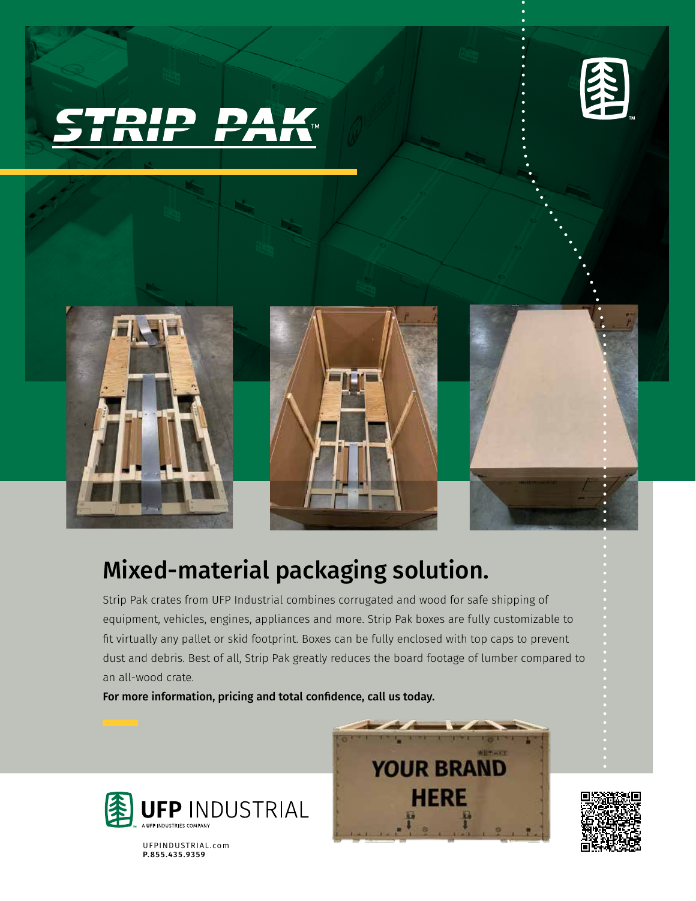# STRIP PAK™

## Mixed-material packaging solution.

Strip Pak crates from UFP Industrial combines corrugated and wood for safe shipping of equipment, vehicles, engines, appliances and more. Strip Pak boxes are fully customizable to fit virtually any pallet or skid footprint. Boxes can be fully enclosed with top caps to prevent dust and debris. Best of all, Strip Pak greatly reduces the board footage of lumber compared to an all-wood crate.

**For more information, pricing and total confidence, call us today.**

YOUR BRAND HERE

UFP INDUSTRIAL

A UFP INDUSTRIES COMPANY

UFPINDUSTRIAL.com

**P.855.435.9359**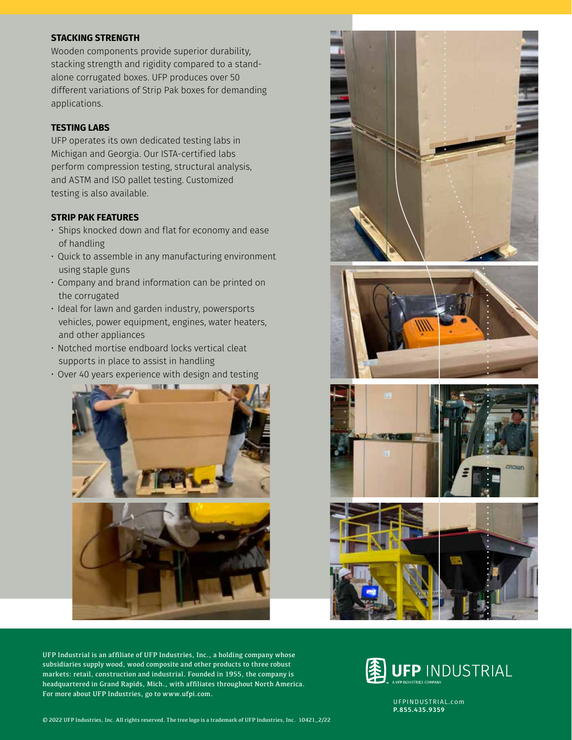### STACKING STRENGTH

Wooden components provide superior durability, stacking strength and rigidity compared to a stand-alone corrugated boxes. UFP produces over 50 different variations of Strip Pak boxes for demanding applications.

### TESTING LABS

UFP operates its own dedicated testing labs in Michigan and Georgia. Our ISTA-certified labs perform compression testing, structural analysis, and ASTM and ISO pallet testing. Customized testing is also available.

### STRIP PAK FEATURES

- Ships knocked down and flat for economy and ease of handling
- Quick to assemble in any manufacturing environment using staple guns
- Company and brand information can be printed on the corrugated
- Ideal for lawn and garden industry, powersports vehicles, power equipment, engines, water heaters, and other appliances
- Notched mortise endboard locks vertical cleat supports in place to assist in handling
- Over 40 years experience with design and testing

UFP Industrial is an affiliate of UFP Industries, Inc., a holding company whose subsidiaries supply wood, wood composite and other products to three robust markets: retail, construction and industrial. Founded in 1955, the company is headquartered in Grand Rapids, Mich., with affiliates throughout North America. For more about UFP Industries, go to www.ufpi.com.

UFP INDUSTRIAL
A UFP INDUSTRIES COMPANY

UFPINDUSTRIAL.com
P.855.435.9359

© 2022 UFP Industries, Inc. All rights reserved. The tree logo is a trademark of UFP Industries, Inc. 10421_2/22